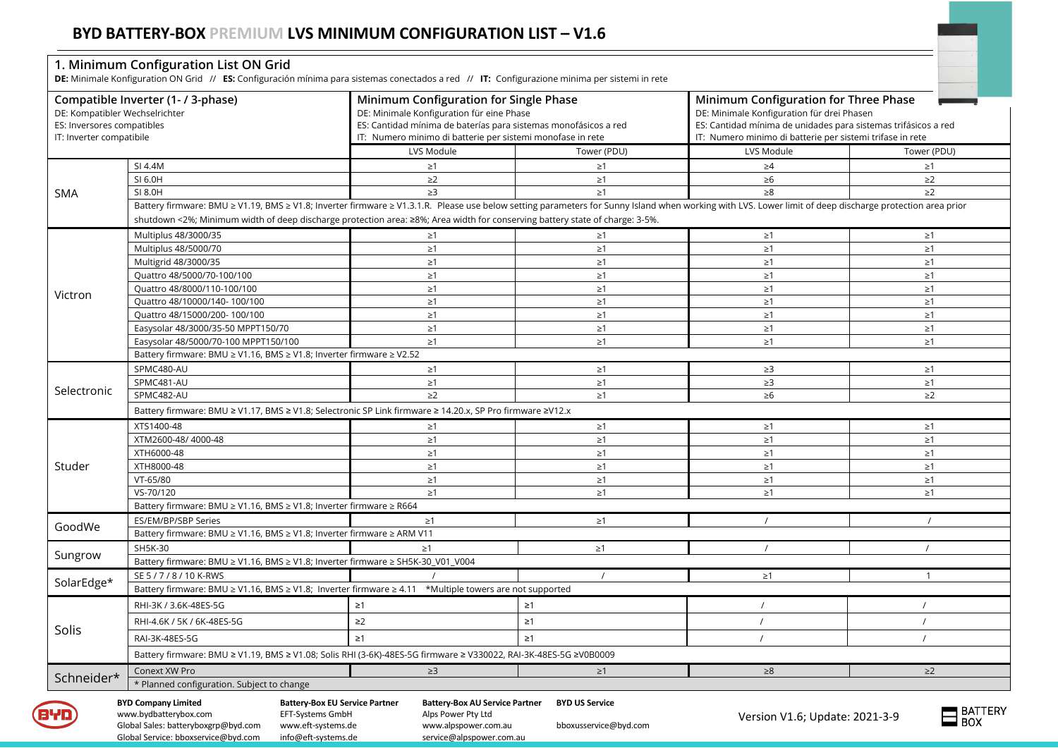# BYD BATTERY-BOX PREMIUM LVS MINIMUM CONFIGURATION LIST – V1.6

## 1. Minimum Configuration List ON Grid

**DE:** Minimale Konfiguration ON Grid // **ES:** Configuración mínima para sistemas conectados a red // **IT:** Configurazione minima per sistemi in rete

| Compatible Inverter (1- / 3-phase)<br>DE: Kompatibler Wechselrichter<br>ES: Inversores compatibles<br>IT: Inverter compatibile | | Minimum Configuration for Single Phase<br>DE: Minimale Konfiguration für eine Phase<br>ES: Cantidad mínima de baterías para sistemas monofásicos a red<br>IT: Numero minimo di batterie per sistemi monofase in rete | | Minimum Configuration for Three Phase<br>DE: Minimale Konfiguration für drei Phasen<br>ES: Cantidad mínima de unidades para sistemas trifásicos a red<br>IT: Numero minimo di batterie per sistemi trifase in rete | |
|---|---|---|---|---|---|
| | | LVS Module | Tower (PDU) | LVS Module | Tower (PDU) |
| SMA | SI 4.4M | ≥1 | ≥1 | ≥4 | ≥1 |
| | SI 6.0H | ≥2 | ≥1 | ≥6 | ≥2 |
| | SI 8.0H | ≥3 | ≥1 | ≥8 | ≥2 |
| | Battery firmware: BMU ≥ V1.19, BMS ≥ V1.8; Inverter firmware ≥ V1.3.1.R. Please use below setting parameters for Sunny Island when working with LVS. Lower limit of deep discharge protection area prior shutdown <2%; Minimum width of deep discharge protection area: ≥8%; Area width for conserving battery state of charge: 3-5%. | | | | |
| Victron | Multiplus 48/3000/35 | ≥1 | ≥1 | ≥1 | ≥1 |
| | Multiplus 48/5000/70 | ≥1 | ≥1 | ≥1 | ≥1 |
| | Multigrid 48/3000/35 | ≥1 | ≥1 | ≥1 | ≥1 |
| | Quattro 48/5000/70-100/100 | ≥1 | ≥1 | ≥1 | ≥1 |
| | Quattro 48/8000/110-100/100 | ≥1 | ≥1 | ≥1 | ≥1 |
| | Quattro 48/10000/140- 100/100 | ≥1 | ≥1 | ≥1 | ≥1 |
| | Quattro 48/15000/200- 100/100 | ≥1 | ≥1 | ≥1 | ≥1 |
| | Easysolar 48/3000/35-50 MPPT150/70 | ≥1 | ≥1 | ≥1 | ≥1 |
| | Easysolar 48/5000/70-100 MPPT150/100 | ≥1 | ≥1 | ≥1 | ≥1 |
| | Battery firmware: BMU ≥ V1.16, BMS ≥ V1.8; Inverter firmware ≥ V2.52 | | | | |
| Selectronic | SPMC480-AU | ≥1 | ≥1 | ≥3 | ≥1 |
| | SPMC481-AU | ≥1 | ≥1 | ≥3 | ≥1 |
| | SPMC482-AU | ≥2 | ≥1 | ≥6 | ≥2 |
| | Battery firmware: BMU ≥ V1.17, BMS ≥ V1.8; Selectronic SP Link firmware ≥ 14.20.x, SP Pro firmware ≥V12.x | | | | |
| Studer | XTS1400-48 | ≥1 | ≥1 | ≥1 | ≥1 |
| | XTM2600-48/ 4000-48 | ≥1 | ≥1 | ≥1 | ≥1 |
| | XTH6000-48 | ≥1 | ≥1 | ≥1 | ≥1 |
| | XTH8000-48 | ≥1 | ≥1 | ≥1 | ≥1 |
| | VT-65/80 | ≥1 | ≥1 | ≥1 | ≥1 |
| | VS-70/120 | ≥1 | ≥1 | ≥1 | ≥1 |
| | Battery firmware: BMU ≥ V1.16, BMS ≥ V1.8; Inverter firmware ≥ R664 | | | | |
| GoodWe | ES/EM/BP/SBP Series | ≥1 | ≥1 | / | / |
| | Battery firmware: BMU ≥ V1.16, BMS ≥ V1.8; Inverter firmware ≥ ARM V11 | | | | |
| Sungrow | SH5K-30 | ≥1 | ≥1 | / | / |
| | Battery firmware: BMU ≥ V1.16, BMS ≥ V1.8; Inverter firmware ≥ SH5K-30_V01_V004 | | | | |
| SolarEdge* | SE 5 / 7 / 8 / 10 K-RWS | / | / | ≥1 | 1 |
| | Battery firmware: BMU ≥ V1.16, BMS ≥ V1.8; Inverter firmware ≥ 4.11 *Multiple towers are not supported | | | | |
| Solis | RHI-3K / 3.6K-48ES-5G | ≥1 | ≥1 | / | / |
| | RHI-4.6K / 5K / 6K-48ES-5G | ≥2 | ≥1 | / | / |
| | RAI-3K-48ES-5G | ≥1 | ≥1 | / | / |
| | Battery firmware: BMU ≥ V1.19, BMS ≥ V1.08; Solis RHI (3-6K)-48ES-5G firmware ≥ V330022, RAI-3K-48ES-5G ≥V0B0009 | | | | |
| Schneider* | Conext XW Pro | ≥3 | ≥1 | ≥8 | ≥2 |
| | * Planned configuration. Subject to change | | | | |

**BYD Company Limited**
www.bydbatterybox.com
Global Sales: batteryboxgrp@byd.com
Global Service: bboxservice@byd.com

**Battery-Box EU Service Partner**
EFT-Systems GmbH
www.eft-systems.de
info@eft-systems.de

**Battery-Box AU Service Partner**
Alps Power Pty Ltd
www.alpspower.com.au
service@alpspower.com.au

**BYD US Service**
bboxusservice@byd.com

Version V1.6; Update: 2021-3-9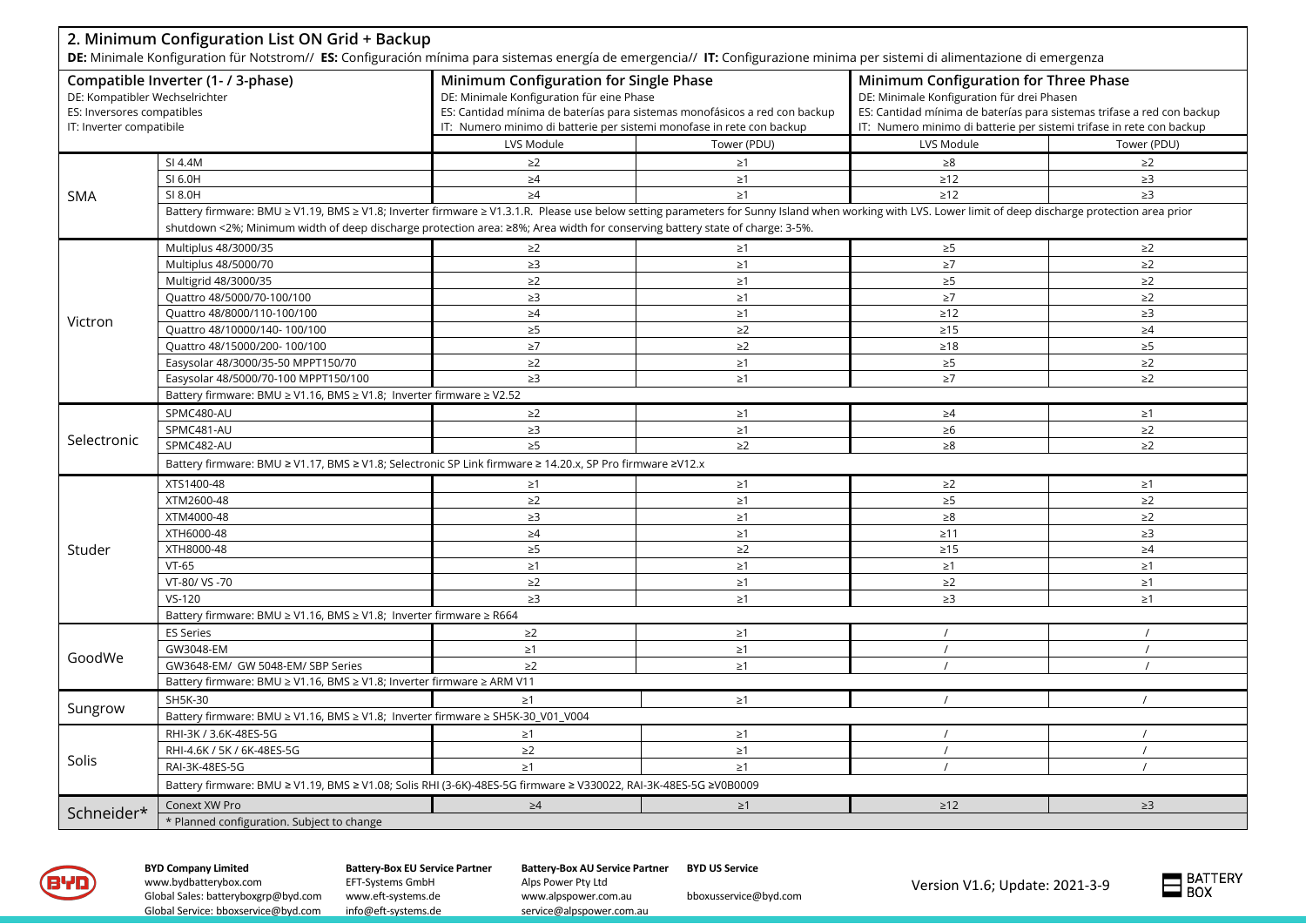## 2. Minimum Configuration List ON Grid + Backup

**DE:** Minimale Konfiguration für Notstrom// **ES:** Configuración mínima para sistemas energía de emergencia// **IT:** Configurazione minima per sistemi di alimentazione di emergenza

| Compatible Inverter (1- / 3-phase)<br>DE: Kompatibler Wechselrichter<br>ES: Inversores compatibles<br>IT: Inverter compatibile | | Minimum Configuration for Single Phase<br>DE: Minimale Konfiguration für eine Phase<br>ES: Cantidad mínima de baterías para sistemas monofásicos a red con backup<br>IT: Numero minimo di batterie per sistemi monofase in rete con backup | | Minimum Configuration for Three Phase<br>DE: Minimale Konfiguration für drei Phasen<br>ES: Cantidad mínima de baterías para sistemas trifase a red con backup<br>IT: Numero minimo di batterie per sistemi trifase in rete con backup | |
|---|---|---|---|---|---|
| | | LVS Module | Tower (PDU) | LVS Module | Tower (PDU) |
| SMA | SI 4.4M | ≥2 | ≥1 | ≥8 | ≥2 |
| | SI 6.0H | ≥4 | ≥1 | ≥12 | ≥3 |
| | SI 8.0H | ≥4 | ≥1 | ≥12 | ≥3 |
| | Battery firmware: BMU ≥ V1.19, BMS ≥ V1.8; Inverter firmware ≥ V1.3.1.R. Please use below setting parameters for Sunny Island when working with LVS. Lower limit of deep discharge protection area prior shutdown <2%; Minimum width of deep discharge protection area: ≥8%; Area width for conserving battery state of charge: 3-5%. | | | | |
| Victron | Multiplus 48/3000/35 | ≥2 | ≥1 | ≥5 | ≥2 |
| | Multiplus 48/5000/70 | ≥3 | ≥1 | ≥7 | ≥2 |
| | Multigrid 48/3000/35 | ≥2 | ≥1 | ≥5 | ≥2 |
| | Quattro 48/5000/70-100/100 | ≥3 | ≥1 | ≥7 | ≥2 |
| | Quattro 48/8000/110-100/100 | ≥4 | ≥1 | ≥12 | ≥3 |
| | Quattro 48/10000/140- 100/100 | ≥5 | ≥2 | ≥15 | ≥4 |
| | Quattro 48/15000/200- 100/100 | ≥7 | ≥2 | ≥18 | ≥5 |
| | Easysolar 48/3000/35-50 MPPT150/70 | ≥2 | ≥1 | ≥5 | ≥2 |
| | Easysolar 48/5000/70-100 MPPT150/100 | ≥3 | ≥1 | ≥7 | ≥2 |
| | Battery firmware: BMU ≥ V1.16, BMS ≥ V1.8; Inverter firmware ≥ V2.52 | | | | |
| Selectronic | SPMC480-AU | ≥2 | ≥1 | ≥4 | ≥1 |
| | SPMC481-AU | ≥3 | ≥1 | ≥6 | ≥2 |
| | SPMC482-AU | ≥5 | ≥2 | ≥8 | ≥2 |
| | Battery firmware: BMU ≥ V1.17, BMS ≥ V1.8; Selectronic SP Link firmware ≥ 14.20.x, SP Pro firmware ≥V12.x | | | | |
| Studer | XTS1400-48 | ≥1 | ≥1 | ≥2 | ≥1 |
| | XTM2600-48 | ≥2 | ≥1 | ≥5 | ≥2 |
| | XTM4000-48 | ≥3 | ≥1 | ≥8 | ≥2 |
| | XTH6000-48 | ≥4 | ≥1 | ≥11 | ≥3 |
| | XTH8000-48 | ≥5 | ≥2 | ≥15 | ≥4 |
| | VT-65 | ≥1 | ≥1 | ≥1 | ≥1 |
| | VT-80/ VS -70 | ≥2 | ≥1 | ≥2 | ≥1 |
| | VS-120 | ≥3 | ≥1 | ≥3 | ≥1 |
| | Battery firmware: BMU ≥ V1.16, BMS ≥ V1.8; Inverter firmware ≥ R664 | | | | |
| GoodWe | ES Series | ≥2 | ≥1 | / | / |
| | GW3048-EM | ≥1 | ≥1 | / | / |
| | GW3648-EM/ GW 5048-EM/ SBP Series | ≥2 | ≥1 | / | / |
| | Battery firmware: BMU ≥ V1.16, BMS ≥ V1.8; Inverter firmware ≥ ARM V11 | | | | |
| Sungrow | SH5K-30 | ≥1 | ≥1 | / | / |
| | Battery firmware: BMU ≥ V1.16, BMS ≥ V1.8; Inverter firmware ≥ SH5K-30_V01_V004 | | | | |
| Solis | RHI-3K / 3.6K-48ES-5G | ≥1 | ≥1 | / | / |
| | RHI-4.6K / 5K / 6K-48ES-5G | ≥2 | ≥1 | / | / |
| | RAI-3K-48ES-5G | ≥1 | ≥1 | / | / |
| | Battery firmware: BMU ≥ V1.19, BMS ≥ V1.08; Solis RHI (3-6K)-48ES-5G firmware ≥ V330022, RAI-3K-48ES-5G ≥V0B0009 | | | | |
| Schneider* | Conext XW Pro | ≥4 | ≥1 | ≥12 | ≥3 |
| | * Planned configuration. Subject to change | | | | |

**BYD Company Limited**
www.bydbatterybox.com
Global Sales: batteryboxgrp@byd.com
Global Service: bboxservice@byd.com

**Battery-Box EU Service Partner**
EFT-Systems GmbH
www.eft-systems.de
info@eft-systems.de

**Battery-Box AU Service Partner**
Alps Power Pty Ltd
www.alpspower.com.au
service@alpspower.com.au

**BYD US Service**
bboxusservice@byd.com

Version V1.6; Update: 2021-3-9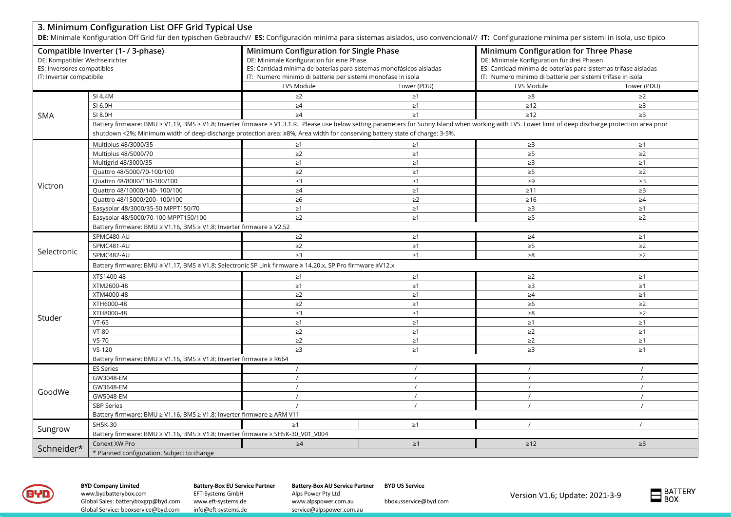## 3. Minimum Configuration List OFF Grid Typical Use

**DE:** Minimale Konfiguration Off Grid für den typischen Gebrauch// **ES:** Configuración mínima para sistemas aislados, uso convencional// **IT:** Configurazione minima per sistemi in isola, uso tipico

| Compatible Inverter (1- / 3-phase)<br>DE: Kompatibler Wechselrichter<br>ES: Inversores compatibles<br>IT: Inverter compatibile | | Minimum Configuration for Single Phase<br>DE: Minimale Konfiguration für eine Phase<br>ES: Cantidad mínima de baterías para sistemas monofásicos aisladas<br>IT: Numero minimo di batterie per sistemi monofase in isola | | Minimum Configuration for Three Phase<br>DE: Minimale Konfiguration für drei Phasen<br>ES: Cantidad mínima de baterías para sistemas trifase aisladas<br>IT: Numero minimo di batterie per sistemi trifase in isola | |
|---|---|---|---|---|---|
| | | LVS Module | Tower (PDU) | LVS Module | Tower (PDU) |
| SMA | SI 4.4M | ≥2 | ≥1 | ≥8 | ≥2 |
| | SI 6.0H | ≥4 | ≥1 | ≥12 | ≥3 |
| | SI 8.0H | ≥4 | ≥1 | ≥12 | ≥3 |
| | Battery firmware: BMU ≥ V1.19, BMS ≥ V1.8; Inverter firmware ≥ V1.3.1.R. Please use below setting parameters for Sunny Island when working with LVS. Lower limit of deep discharge protection area prior shutdown <2%; Minimum width of deep discharge protection area: ≥8%; Area width for conserving battery state of charge: 3-5%. | | | | |
| Victron | Multiplus 48/3000/35 | ≥1 | ≥1 | ≥3 | ≥1 |
| | Multiplus 48/5000/70 | ≥2 | ≥1 | ≥5 | ≥2 |
| | Multigrid 48/3000/35 | ≥1 | ≥1 | ≥3 | ≥1 |
| | Quattro 48/5000/70-100/100 | ≥2 | ≥1 | ≥5 | ≥2 |
| | Quattro 48/8000/110-100/100 | ≥3 | ≥1 | ≥9 | ≥3 |
| | Quattro 48/10000/140- 100/100 | ≥4 | ≥1 | ≥11 | ≥3 |
| | Quattro 48/15000/200- 100/100 | ≥6 | ≥2 | ≥16 | ≥4 |
| | Easysolar 48/3000/35-50 MPPT150/70 | ≥1 | ≥1 | ≥3 | ≥1 |
| | Easysolar 48/5000/70-100 MPPT150/100 | ≥2 | ≥1 | ≥5 | ≥2 |
| | Battery firmware: BMU ≥ V1.16, BMS ≥ V1.8; Inverter firmware ≥ V2.52 | | | | |
| Selectronic | SPMC480-AU | ≥2 | ≥1 | ≥4 | ≥1 |
| | SPMC481-AU | ≥2 | ≥1 | ≥5 | ≥2 |
| | SPMC482-AU | ≥3 | ≥1 | ≥8 | ≥2 |
| | Battery firmware: BMU ≥ V1.17, BMS ≥ V1.8; Selectronic SP Link firmware ≥ 14.20.x, SP Pro firmware ≥V12.x | | | | |
| Studer | XTS1400-48 | ≥1 | ≥1 | ≥2 | ≥1 |
| | XTM2600-48 | ≥1 | ≥1 | ≥3 | ≥1 |
| | XTM4000-48 | ≥2 | ≥1 | ≥4 | ≥1 |
| | XTH6000-48 | ≥2 | ≥1 | ≥6 | ≥2 |
| | XTH8000-48 | ≥3 | ≥1 | ≥8 | ≥2 |
| | VT-65 | ≥1 | ≥1 | ≥1 | ≥1 |
| | VT-80 | ≥2 | ≥1 | ≥2 | ≥1 |
| | VS-70 | ≥2 | ≥1 | ≥2 | ≥1 |
| | VS-120 | ≥3 | ≥1 | ≥3 | ≥1 |
| | Battery firmware: BMU ≥ V1.16, BMS ≥ V1.8; Inverter firmware ≥ R664 | | | | |
| GoodWe | ES Series | / | / | / | / |
| | GW3048-EM | / | / | / | / |
| | GW3648-EM | / | / | / | / |
| | GW5048-EM | / | / | / | / |
| | SBP Series | / | / | / | / |
| | Battery firmware: BMU ≥ V1.16, BMS ≥ V1.8; Inverter firmware ≥ ARM V11 | | | | |
| Sungrow | SH5K-30 | ≥1 | ≥1 | / | / |
| | Battery firmware: BMU ≥ V1.16, BMS ≥ V1.8; Inverter firmware ≥ SH5K-30_V01_V004 | | | | |
| Schneider* | Conext XW Pro | ≥4 | ≥1 | ≥12 | ≥3 |
| | * Planned configuration. Subject to change | | | | |

**BYD Company Limited**
www.bydbatterybox.com
Global Sales: batteryboxgrp@byd.com
Global Service: bboxservice@byd.com

**Battery-Box EU Service Partner**
EFT-Systems GmbH
www.eft-systems.de
info@eft-systems.de

**Battery-Box AU Service Partner**
Alps Power Pty Ltd
www.alpspower.com.au
service@alpspower.com.au

**BYD US Service**
bboxusservice@byd.com

Version V1.6; Update: 2021-3-9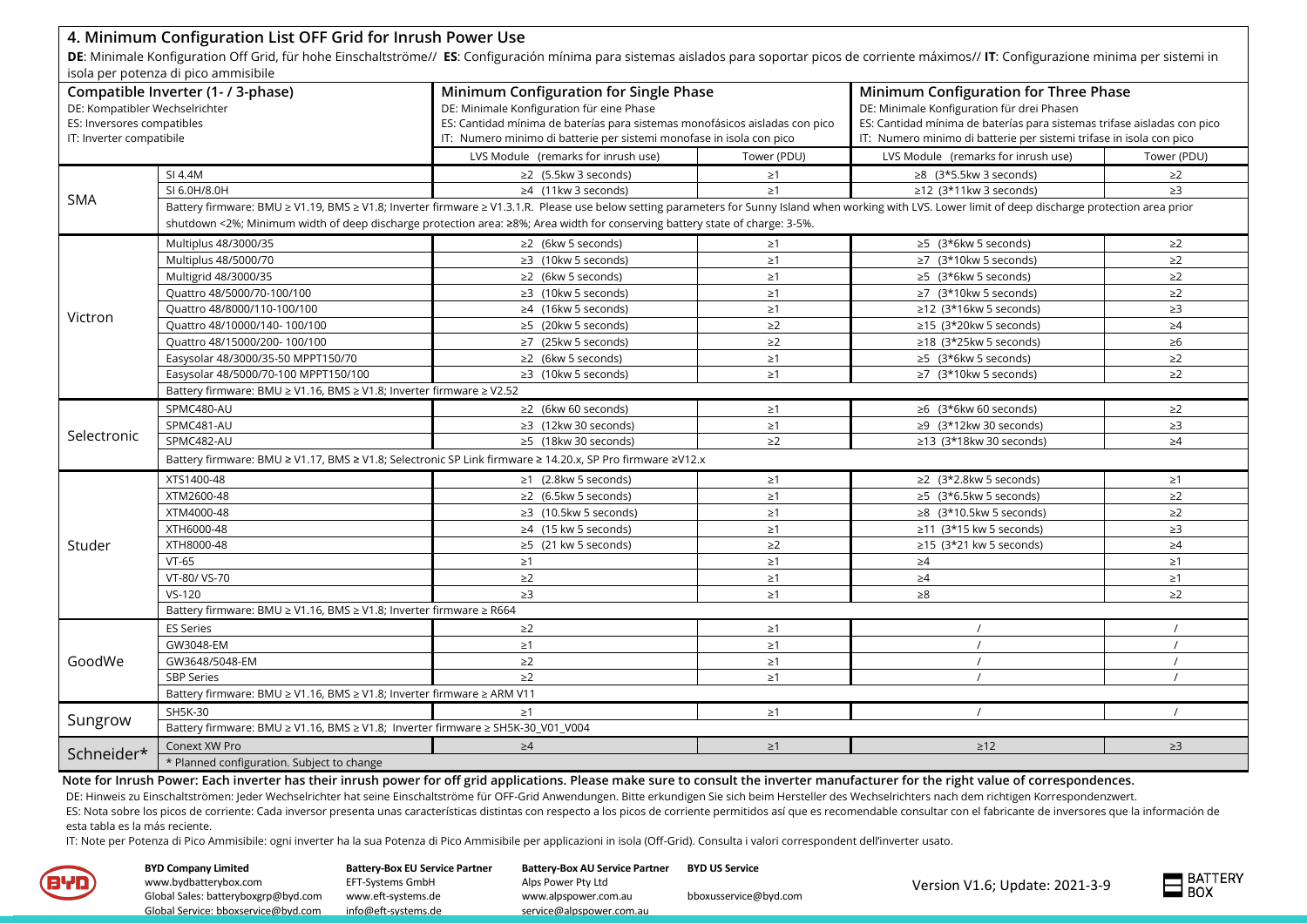## 4. Minimum Configuration List OFF Grid for Inrush Power Use

**DE**: Minimale Konfiguration Off Grid, für hohe Einschaltströme// **ES**: Configuración mínima para sistemas aislados para soportar picos de corriente máximos// **IT**: Configurazione minima per sistemi in isola per potenza di pico ammisibile

| Compatible Inverter (1- / 3-phase)<br>DE: Kompatibler Wechselrichter<br>ES: Inversores compatibles<br>IT: Inverter compatibile | | Minimum Configuration for Single Phase<br>DE: Minimale Konfiguration für eine Phase<br>ES: Cantidad mínima de baterías para sistemas monofásicos aisladas con pico<br>IT: Numero minimo di batterie per sistemi monofase in isola con pico | | Minimum Configuration for Three Phase<br>DE: Minimale Konfiguration für drei Phasen<br>ES: Cantidad mínima de baterías para sistemas trifase aisladas con pico<br>IT: Numero minimo di batterie per sistemi trifase in isola con pico | |
|---|---|---|---|---|---|
| | | LVS Module (remarks for inrush use) | Tower (PDU) | LVS Module (remarks for inrush use) | Tower (PDU) |
| SMA | SI 4.4M | ≥2 (5.5kw 3 seconds) | ≥1 | ≥8 (3*5.5kw 3 seconds) | ≥2 |
| | SI 6.0H/8.0H | ≥4 (11kw 3 seconds) | ≥1 | ≥12 (3*11kw 3 seconds) | ≥3 |
| | Battery firmware: BMU ≥ V1.19, BMS ≥ V1.8; Inverter firmware ≥ V1.3.1.R. Please use below setting parameters for Sunny Island when working with LVS. Lower limit of deep discharge protection area prior shutdown <2%; Minimum width of deep discharge protection area: ≥8%; Area width for conserving battery state of charge: 3-5%. | | | | |
| Victron | Multiplus 48/3000/35 | ≥2 (6kw 5 seconds) | ≥1 | ≥5 (3*6kw 5 seconds) | ≥2 |
| | Multiplus 48/5000/70 | ≥3 (10kw 5 seconds) | ≥1 | ≥7 (3*10kw 5 seconds) | ≥2 |
| | Multigrid 48/3000/35 | ≥2 (6kw 5 seconds) | ≥1 | ≥5 (3*6kw 5 seconds) | ≥2 |
| | Quattro 48/5000/70-100/100 | ≥3 (10kw 5 seconds) | ≥1 | ≥7 (3*10kw 5 seconds) | ≥2 |
| | Quattro 48/8000/110-100/100 | ≥4 (16kw 5 seconds) | ≥1 | ≥12 (3*16kw 5 seconds) | ≥3 |
| | Quattro 48/10000/140- 100/100 | ≥5 (20kw 5 seconds) | ≥2 | ≥15 (3*20kw 5 seconds) | ≥4 |
| | Quattro 48/15000/200- 100/100 | ≥7 (25kw 5 seconds) | ≥2 | ≥18 (3*25kw 5 seconds) | ≥6 |
| | Easysolar 48/3000/35-50 MPPT150/70 | ≥2 (6kw 5 seconds) | ≥1 | ≥5 (3*6kw 5 seconds) | ≥2 |
| | Easysolar 48/5000/70-100 MPPT150/100 | ≥3 (10kw 5 seconds) | ≥1 | ≥7 (3*10kw 5 seconds) | ≥2 |
| | Battery firmware: BMU ≥ V1.16, BMS ≥ V1.8; Inverter firmware ≥ V2.52 | | | | |
| Selectronic | SPMC480-AU | ≥2 (6kw 60 seconds) | ≥1 | ≥6 (3*6kw 60 seconds) | ≥2 |
| | SPMC481-AU | ≥3 (12kw 30 seconds) | ≥1 | ≥9 (3*12kw 30 seconds) | ≥3 |
| | SPMC482-AU | ≥5 (18kw 30 seconds) | ≥2 | ≥13 (3*18kw 30 seconds) | ≥4 |
| | Battery firmware: BMU ≥ V1.17, BMS ≥ V1.8; Selectronic SP Link firmware ≥ 14.20.x, SP Pro firmware ≥V12.x | | | | |
| Studer | XTS1400-48 | ≥1 (2.8kw 5 seconds) | ≥1 | ≥2 (3*2.8kw 5 seconds) | ≥1 |
| | XTM2600-48 | ≥2 (6.5kw 5 seconds) | ≥1 | ≥5 (3*6.5kw 5 seconds) | ≥2 |
| | XTM4000-48 | ≥3 (10.5kw 5 seconds) | ≥1 | ≥8 (3*10.5kw 5 seconds) | ≥2 |
| | XTH6000-48 | ≥4 (15 kw 5 seconds) | ≥1 | ≥11 (3*15 kw 5 seconds) | ≥3 |
| | XTH8000-48 | ≥5 (21 kw 5 seconds) | ≥2 | ≥15 (3*21 kw 5 seconds) | ≥4 |
| | VT-65 | ≥1 | ≥1 | ≥4 | ≥1 |
| | VT-80/ VS-70 | ≥2 | ≥1 | ≥4 | ≥1 |
| | VS-120 | ≥3 | ≥1 | ≥8 | ≥2 |
| | Battery firmware: BMU ≥ V1.16, BMS ≥ V1.8; Inverter firmware ≥ R664 | | | | |
| GoodWe | ES Series | ≥2 | ≥1 | / | / |
| | GW3048-EM | ≥1 | ≥1 | / | / |
| | GW3648/5048-EM | ≥2 | ≥1 | / | / |
| | SBP Series | ≥2 | ≥1 | / | / |
| | Battery firmware: BMU ≥ V1.16, BMS ≥ V1.8; Inverter firmware ≥ ARM V11 | | | | |
| Sungrow | SH5K-30 | ≥1 | ≥1 | / | / |
| | Battery firmware: BMU ≥ V1.16, BMS ≥ V1.8; Inverter firmware ≥ SH5K-30_V01_V004 | | | | |
| Schneider* | Conext XW Pro | ≥4 | ≥1 | ≥12 | ≥3 |
| | * Planned configuration. Subject to change | | | | |

**Note for Inrush Power: Each inverter has their inrush power for off grid applications. Please make sure to consult the inverter manufacturer for the right value of correspondences.**

DE: Hinweis zu Einschaltströmen: Jeder Wechselrichter hat seine Einschaltströme für OFF-Grid Anwendungen. Bitte erkundigen Sie sich beim Hersteller des Wechselrichters nach dem richtigen Korrespondenzwert.

ES: Nota sobre los picos de corriente: Cada inversor presenta unas características distintas con respecto a los picos de corriente permitidos así que es recomendable consultar con el fabricante de inversores que la información de esta tabla es la más reciente.

IT: Note per Potenza di Pico Ammisibile: ogni inverter ha la sua Potenza di Pico Ammisibile per applicazioni in isola (Off-Grid). Consulta i valori correspondent dell'inverter usato.

**BYD Company Limited**
www.bydbatterybox.com
Global Sales: batteryboxgrp@byd.com
Global Service: bboxservice@byd.com

**Battery-Box EU Service Partner**
EFT-Systems GmbH
www.eft-systems.de
info@eft-systems.de

**Battery-Box AU Service Partner**
Alps Power Pty Ltd
www.alpspower.com.au
service@alpspower.com.au

**BYD US Service**
bboxusservice@byd.com

Version V1.6; Update: 2021-3-9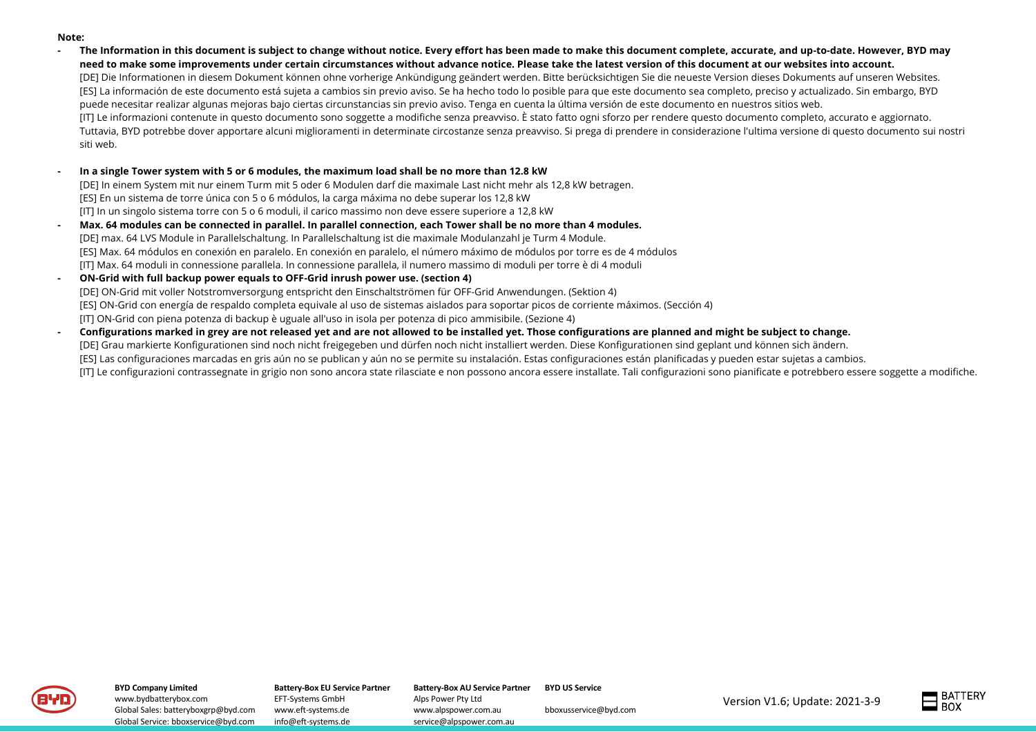**Note:**

- **The Information in this document is subject to change without notice. Every effort has been made to make this document complete, accurate, and up-to-date. However, BYD may need to make some improvements under certain circumstances without advance notice. Please take the latest version of this document at our websites into account.**
  [DE] Die Informationen in diesem Dokument können ohne vorherige Ankündigung geändert werden. Bitte berücksichtigen Sie die neueste Version dieses Dokuments auf unseren Websites.
  [ES] La información de este documento está sujeta a cambios sin previo aviso. Se ha hecho todo lo posible para que este documento sea completo, preciso y actualizado. Sin embargo, BYD puede necesitar realizar algunas mejoras bajo ciertas circunstancias sin previo aviso. Tenga en cuenta la última versión de este documento en nuestros sitios web.
  [IT] Le informazioni contenute in questo documento sono soggette a modifiche senza preavviso. È stato fatto ogni sforzo per rendere questo documento completo, accurato e aggiornato. Tuttavia, BYD potrebbe dover apportare alcuni miglioramenti in determinate circostanze senza preavviso. Si prega di prendere in considerazione l'ultima versione di questo documento sui nostri siti web.

- **In a single Tower system with 5 or 6 modules, the maximum load shall be no more than 12.8 kW**
  [DE] In einem System mit nur einem Turm mit 5 oder 6 Modulen darf die maximale Last nicht mehr als 12,8 kW betragen.
  [ES] En un sistema de torre única con 5 o 6 módulos, la carga máxima no debe superar los 12,8 kW
  [IT] In un singolo sistema torre con 5 o 6 moduli, il carico massimo non deve essere superiore a 12,8 kW
- **Max. 64 modules can be connected in parallel. In parallel connection, each Tower shall be no more than 4 modules.**
  [DE] max. 64 LVS Module in Parallelschaltung. In Parallelschaltung ist die maximale Modulanzahl je Turm 4 Module.
  [ES] Max. 64 módulos en conexión en paralelo. En conexión en paralelo, el número máximo de módulos por torre es de 4 módulos
  [IT] Max. 64 moduli in connessione parallela. In connessione parallela, il numero massimo di moduli per torre è di 4 moduli
- **ON-Grid with full backup power equals to OFF-Grid inrush power use. (section 4)**
  [DE] ON-Grid mit voller Notstromversorgung entspricht den Einschaltströmen für OFF-Grid Anwendungen. (Sektion 4)
  [ES] ON-Grid con energía de respaldo completa equivale al uso de sistemas aislados para soportar picos de corriente máximos. (Sección 4)
  [IT] ON-Grid con piena potenza di backup è uguale all'uso in isola per potenza di pico ammisibile. (Sezione 4)
- **Configurations marked in grey are not released yet and are not allowed to be installed yet. Those configurations are planned and might be subject to change.**
  [DE] Grau markierte Konfigurationen sind noch nicht freigegeben und dürfen noch nicht installiert werden. Diese Konfigurationen sind geplant und können sich ändern.
  [ES] Las configuraciones marcadas en gris aún no se publican y aún no se permite su instalación. Estas configuraciones están planificadas y pueden estar sujetas a cambios.
  [IT] Le configurazioni contrassegnate in grigio non sono ancora state rilasciate e non possono ancora essere installate. Tali configurazioni sono pianificate e potrebbero essere soggette a modifiche.

**BYD Company Limited**
www.bydbatterybox.com
Global Sales: batteryboxgrp@byd.com
Global Service: bboxservice@byd.com

**Battery-Box EU Service Partner**
EFT-Systems GmbH
www.eft-systems.de
info@eft-systems.de

**Battery-Box AU Service Partner**
Alps Power Pty Ltd
www.alpspower.com.au
service@alpspower.com.au

**BYD US Service**
bboxusservice@byd.com

Version V1.6; Update: 2021-3-9